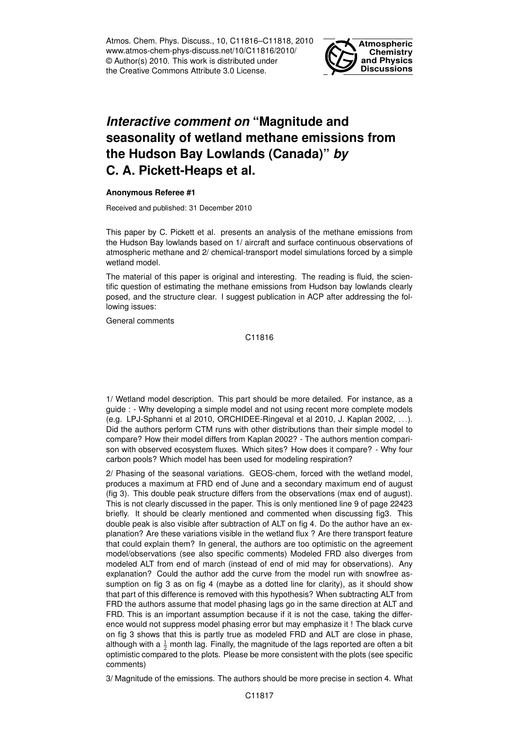# *Interactive comment on* "Magnitude and seasonality of wetland methane emissions from the Hudson Bay Lowlands (Canada)" *by* C. A. Pickett-Heaps et al.

**Anonymous Referee #1**

Received and published: 31 December 2010

This paper by C. Pickett et al. presents an analysis of the methane emissions from the Hudson Bay lowlands based on 1/ aircraft and surface continuous observations of atmospheric methane and 2/ chemical-transport model simulations forced by a simple wetland model.

The material of this paper is original and interesting. The reading is fluid, the scientific question of estimating the methane emissions from Hudson bay lowlands clearly posed, and the structure clear. I suggest publication in ACP after addressing the following issues:

General comments

1/ Wetland model description. This part should be more detailed. For instance, as a guide : - Why developing a simple model and not using recent more complete models (e.g. LPJ-Sphanni et al 2010, ORCHIDEE-Ringeval et al 2010, J. Kaplan 2002, . . .). Did the authors perform CTM runs with other distributions than their simple model to compare? How their model differs from Kaplan 2002? - The authors mention comparison with observed ecosystem fluxes. Which sites? How does it compare? - Why four carbon pools? Which model has been used for modeling respiration?

2/ Phasing of the seasonal variations. GEOS-chem, forced with the wetland model, produces a maximum at FRD end of June and a secondary maximum end of august (fig 3). This double peak structure differs from the observations (max end of august). This is not clearly discussed in the paper. This is only mentioned line 9 of page 22423 briefly. It should be clearly mentioned and commented when discussing fig3. This double peak is also visible after subtraction of ALT on fig 4. Do the author have an explanation? Are these variations visible in the wetland flux ? Are there transport feature that could explain them? In general, the authors are too optimistic on the agreement model/observations (see also specific comments) Modeled FRD also diverges from modeled ALT from end of march (instead of end of mid may for observations). Any explanation? Could the author add the curve from the model run with snowfree assumption on fig 3 as on fig 4 (maybe as a dotted line for clarity), as it should show that part of this difference is removed with this hypothesis? When subtracting ALT from FRD the authors assume that model phasing lags go in the same direction at ALT and FRD. This is an important assumption because if it is not the case, taking the difference would not suppress model phasing error but may emphasize it ! The black curve on fig 3 shows that this is partly true as modeled FRD and ALT are close in phase, although with a $\frac{1}{2}$ month lag. Finally, the magnitude of the lags reported are often a bit optimistic compared to the plots. Please be more consistent with the plots (see specific comments)

3/ Magnitude of the emissions. The authors should be more precise in section 4. What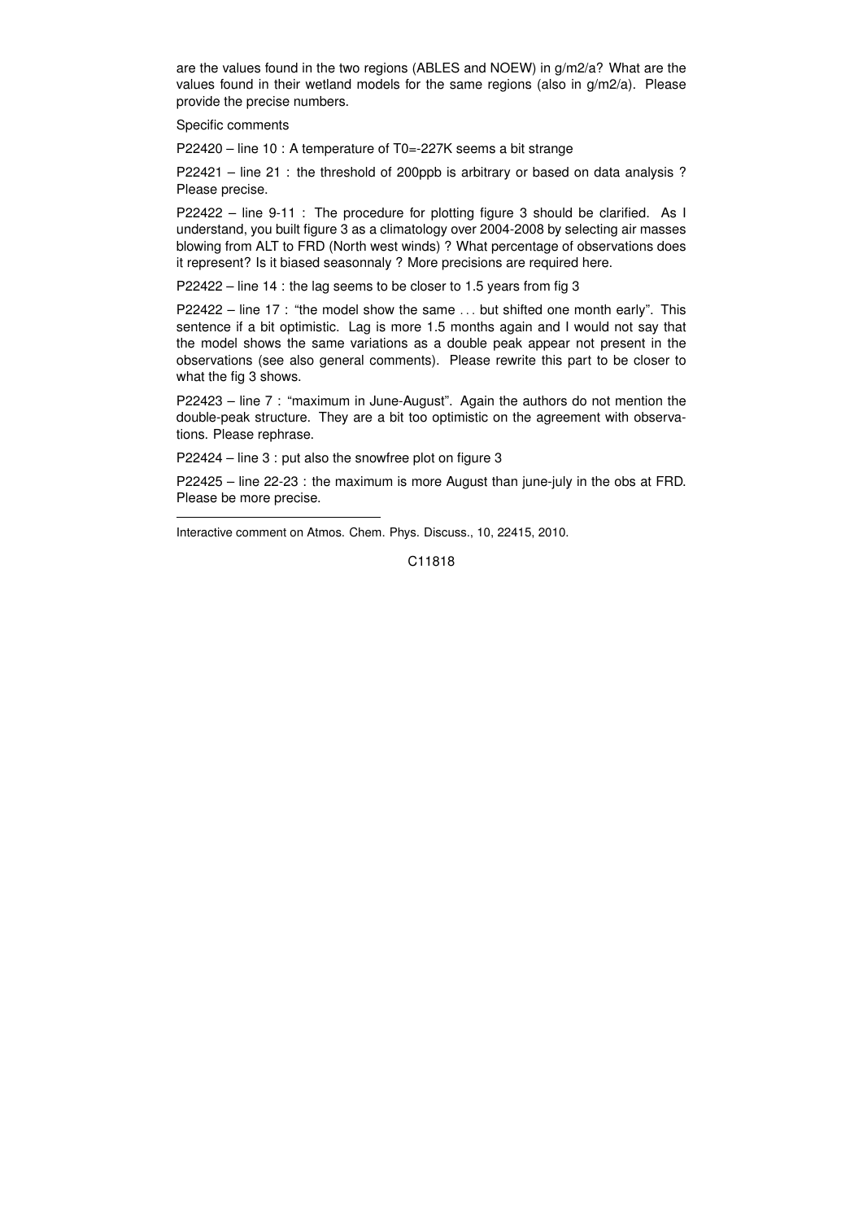are the values found in the two regions (ABLES and NOEW) in g/m2/a? What are the values found in their wetland models for the same regions (also in g/m2/a). Please provide the precise numbers.

Specific comments

P22420 – line 10 : A temperature of $T0=-227K$ seems a bit strange

P22421 – line 21 : the threshold of 200ppb is arbitrary or based on data analysis ? Please precise.

P22422 – line 9-11 : The procedure for plotting figure 3 should be clarified. As I understand, you built figure 3 as a climatology over 2004-2008 by selecting air masses blowing from ALT to FRD (North west winds) ? What percentage of observations does it represent? Is it biased seasonnaly ? More precisions are required here.

P22422 – line 14 : the lag seems to be closer to 1.5 years from fig 3

P22422 – line 17 : "the model show the same ... but shifted one month early". This sentence if a bit optimistic. Lag is more 1.5 months again and I would not say that the model shows the same variations as a double peak appear not present in the observations (see also general comments). Please rewrite this part to be closer to what the fig 3 shows.

P22423 – line 7 : "maximum in June-August". Again the authors do not mention the double-peak structure. They are a bit too optimistic on the agreement with observations. Please rephrase.

P22424 – line 3 : put also the snowfree plot on figure 3

P22425 – line 22-23 : the maximum is more August than june-july in the obs at FRD. Please be more precise.

---

Interactive comment on Atmos. Chem. Phys. Discuss., 10, 22415, 2010.